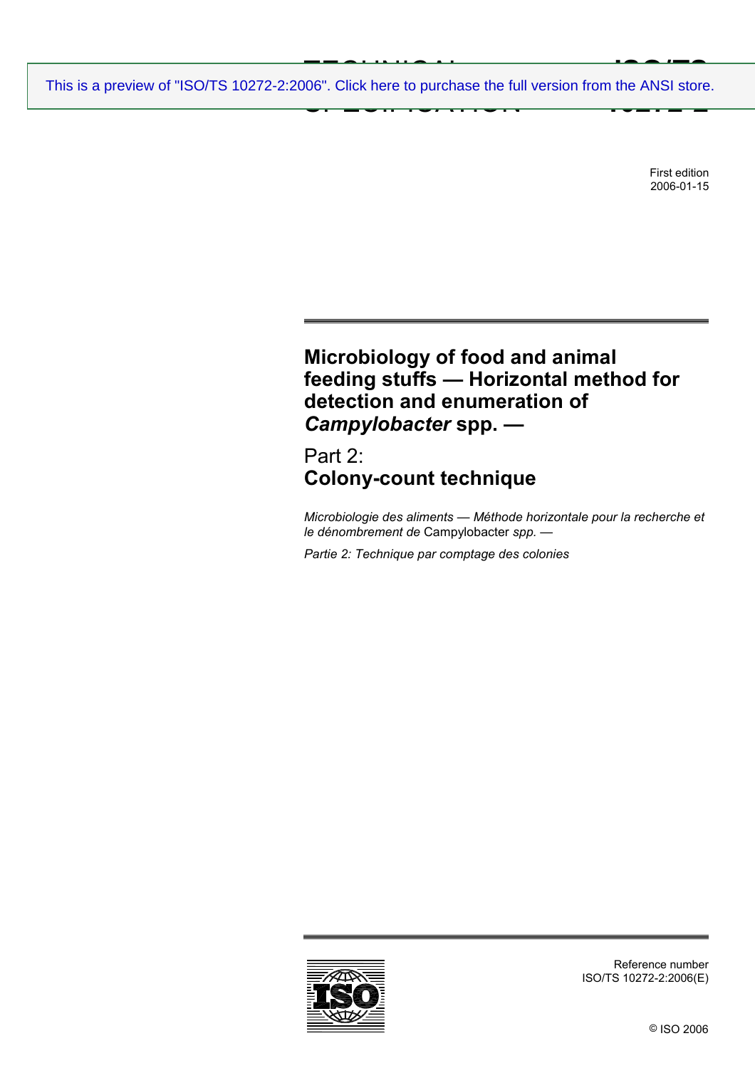This is a preview of "ISO/TS 10272-2:2006". Click here to purchase the full version from the ANSI store.

# TECHNICAL SPECIFICATION — ISO/TS 10272-2

First edition
2006-01-15

# Microbiology of food and animal feeding stuffs — Horizontal method for detection and enumeration of *Campylobacter* spp. —

## Part 2:
## Colony-count technique

*Microbiologie des aliments — Méthode horizontale pour la recherche et le dénombrement de* Campylobacter *spp. —*

*Partie 2: Technique par comptage des colonies*

Reference number
ISO/TS 10272-2:2006(E)

© ISO 2006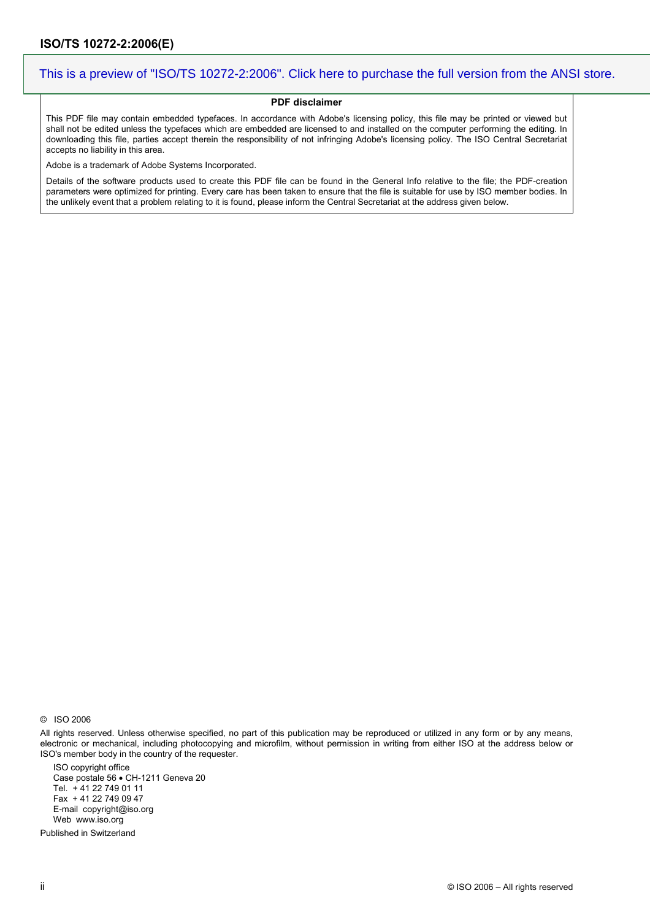This is a preview of "ISO/TS 10272-2:2006". Click here to purchase the full version from the ANSI store.

**PDF disclaimer**

This PDF file may contain embedded typefaces. In accordance with Adobe's licensing policy, this file may be printed or viewed but shall not be edited unless the typefaces which are embedded are licensed to and installed on the computer performing the editing. In downloading this file, parties accept therein the responsibility of not infringing Adobe's licensing policy. The ISO Central Secretariat accepts no liability in this area.

Adobe is a trademark of Adobe Systems Incorporated.

Details of the software products used to create this PDF file can be found in the General Info relative to the file; the PDF-creation parameters were optimized for printing. Every care has been taken to ensure that the file is suitable for use by ISO member bodies. In the unlikely event that a problem relating to it is found, please inform the Central Secretariat at the address given below.

© ISO 2006

All rights reserved. Unless otherwise specified, no part of this publication may be reproduced or utilized in any form or by any means, electronic or mechanical, including photocopying and microfilm, without permission in writing from either ISO at the address below or ISO's member body in the country of the requester.

ISO copyright office
Case postale 56 • CH-1211 Geneva 20
Tel. + 41 22 749 01 11
Fax + 41 22 749 09 47
E-mail copyright@iso.org
Web www.iso.org

Published in Switzerland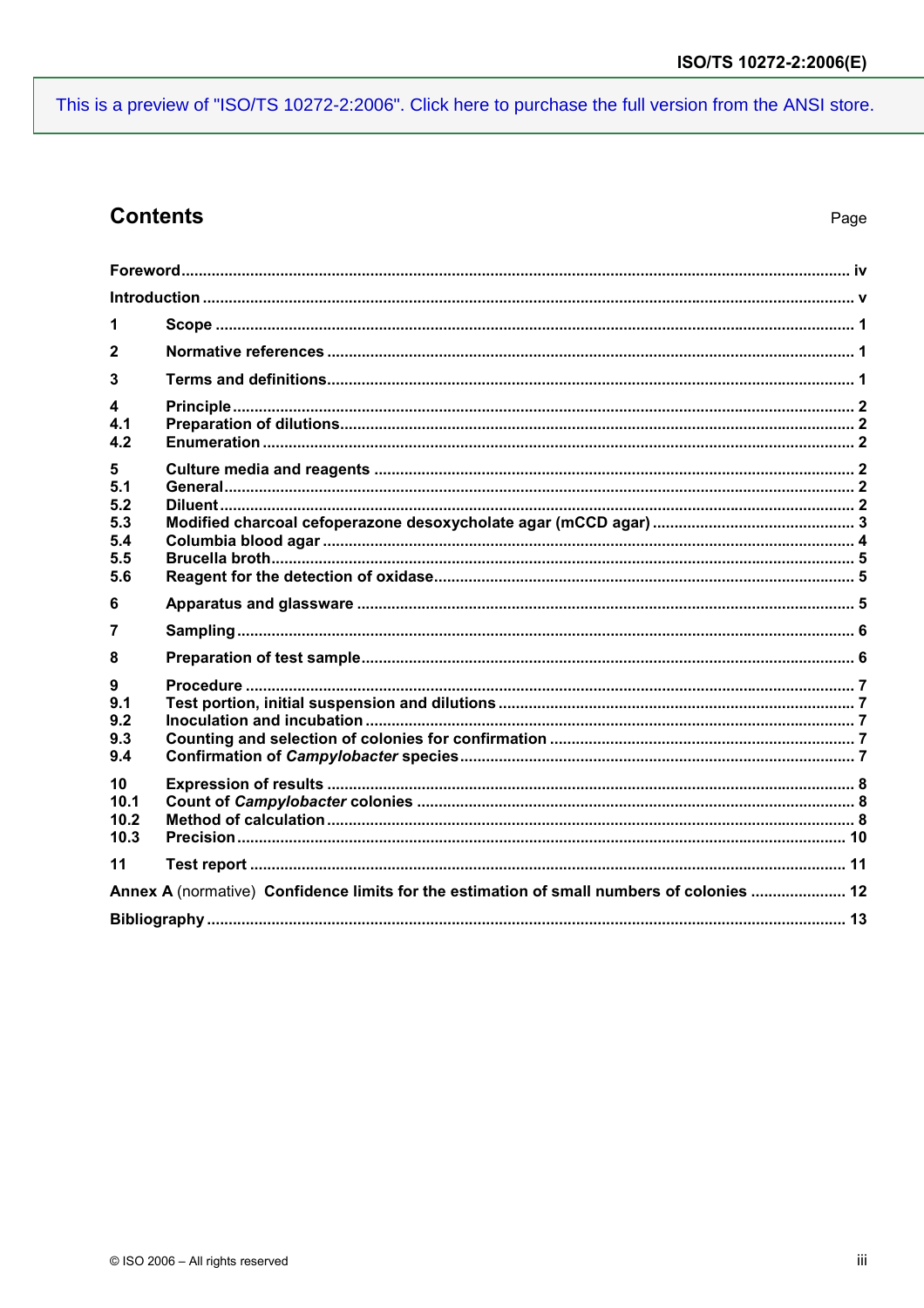## Contents

| | | Page |
|---|---|---|
| **Foreword** | | **iv** |
| **Introduction** | | **v** |
| **1** | **Scope** | **1** |
| **2** | **Normative references** | **1** |
| **3** | **Terms and definitions** | **1** |
| **4** | **Principle** | **2** |
| **4.1** | **Preparation of dilutions** | **2** |
| **4.2** | **Enumeration** | **2** |
| **5** | **Culture media and reagents** | **2** |
| **5.1** | **General** | **2** |
| **5.2** | **Diluent** | **2** |
| **5.3** | **Modified charcoal cefoperazone desoxycholate agar (mCCD agar)** | **3** |
| **5.4** | **Columbia blood agar** | **4** |
| **5.5** | **Brucella broth** | **5** |
| **5.6** | **Reagent for the detection of oxidase** | **5** |
| **6** | **Apparatus and glassware** | **5** |
| **7** | **Sampling** | **6** |
| **8** | **Preparation of test sample** | **6** |
| **9** | **Procedure** | **7** |
| **9.1** | **Test portion, initial suspension and dilutions** | **7** |
| **9.2** | **Inoculation and incubation** | **7** |
| **9.3** | **Counting and selection of colonies for confirmation** | **7** |
| **9.4** | **Confirmation of *Campylobacter* species** | **7** |
| **10** | **Expression of results** | **8** |
| **10.1** | **Count of *Campylobacter* colonies** | **8** |
| **10.2** | **Method of calculation** | **8** |
| **10.3** | **Precision** | **10** |
| **11** | **Test report** | **11** |
| **Annex A** (normative) | **Confidence limits for the estimation of small numbers of colonies** | **12** |
| **Bibliography** | | **13** |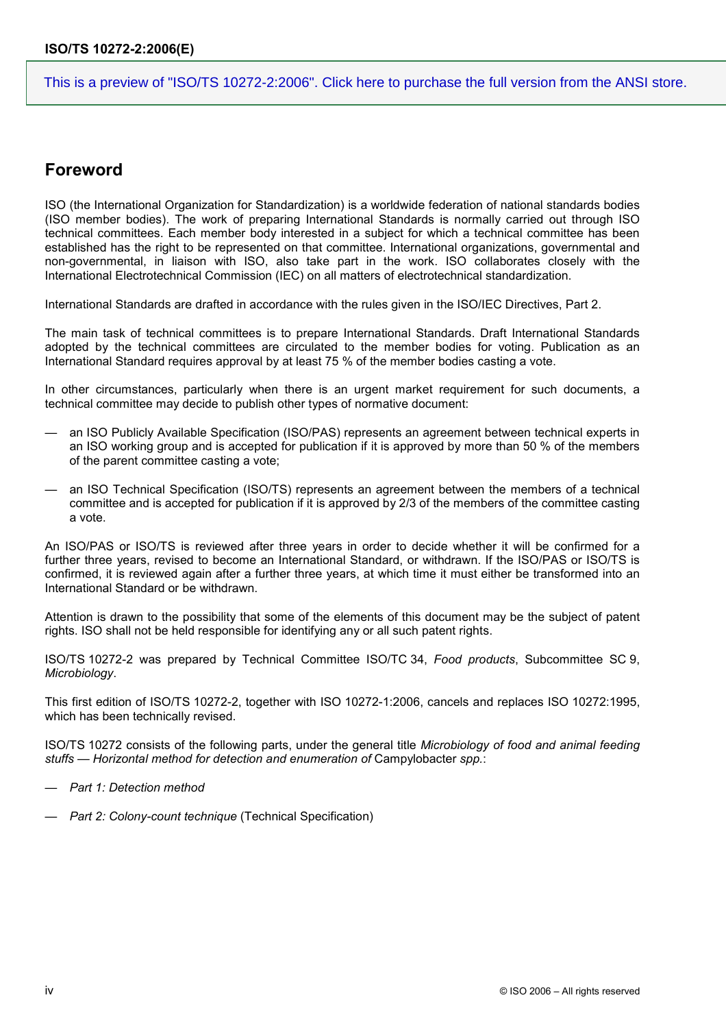## Foreword

ISO (the International Organization for Standardization) is a worldwide federation of national standards bodies (ISO member bodies). The work of preparing International Standards is normally carried out through ISO technical committees. Each member body interested in a subject for which a technical committee has been established has the right to be represented on that committee. International organizations, governmental and non-governmental, in liaison with ISO, also take part in the work. ISO collaborates closely with the International Electrotechnical Commission (IEC) on all matters of electrotechnical standardization.

International Standards are drafted in accordance with the rules given in the ISO/IEC Directives, Part 2.

The main task of technical committees is to prepare International Standards. Draft International Standards adopted by the technical committees are circulated to the member bodies for voting. Publication as an International Standard requires approval by at least 75 % of the member bodies casting a vote.

In other circumstances, particularly when there is an urgent market requirement for such documents, a technical committee may decide to publish other types of normative document:

— an ISO Publicly Available Specification (ISO/PAS) represents an agreement between technical experts in an ISO working group and is accepted for publication if it is approved by more than 50 % of the members of the parent committee casting a vote;

— an ISO Technical Specification (ISO/TS) represents an agreement between the members of a technical committee and is accepted for publication if it is approved by 2/3 of the members of the committee casting a vote.

An ISO/PAS or ISO/TS is reviewed after three years in order to decide whether it will be confirmed for a further three years, revised to become an International Standard, or withdrawn. If the ISO/PAS or ISO/TS is confirmed, it is reviewed again after a further three years, at which time it must either be transformed into an International Standard or be withdrawn.

Attention is drawn to the possibility that some of the elements of this document may be the subject of patent rights. ISO shall not be held responsible for identifying any or all such patent rights.

ISO/TS 10272-2 was prepared by Technical Committee ISO/TC 34, *Food products*, Subcommittee SC 9, *Microbiology*.

This first edition of ISO/TS 10272-2, together with ISO 10272-1:2006, cancels and replaces ISO 10272:1995, which has been technically revised.

ISO/TS 10272 consists of the following parts, under the general title *Microbiology of food and animal feeding stuffs — Horizontal method for detection and enumeration of* Campylobacter *spp.*:

— *Part 1: Detection method*

— *Part 2: Colony-count technique* (Technical Specification)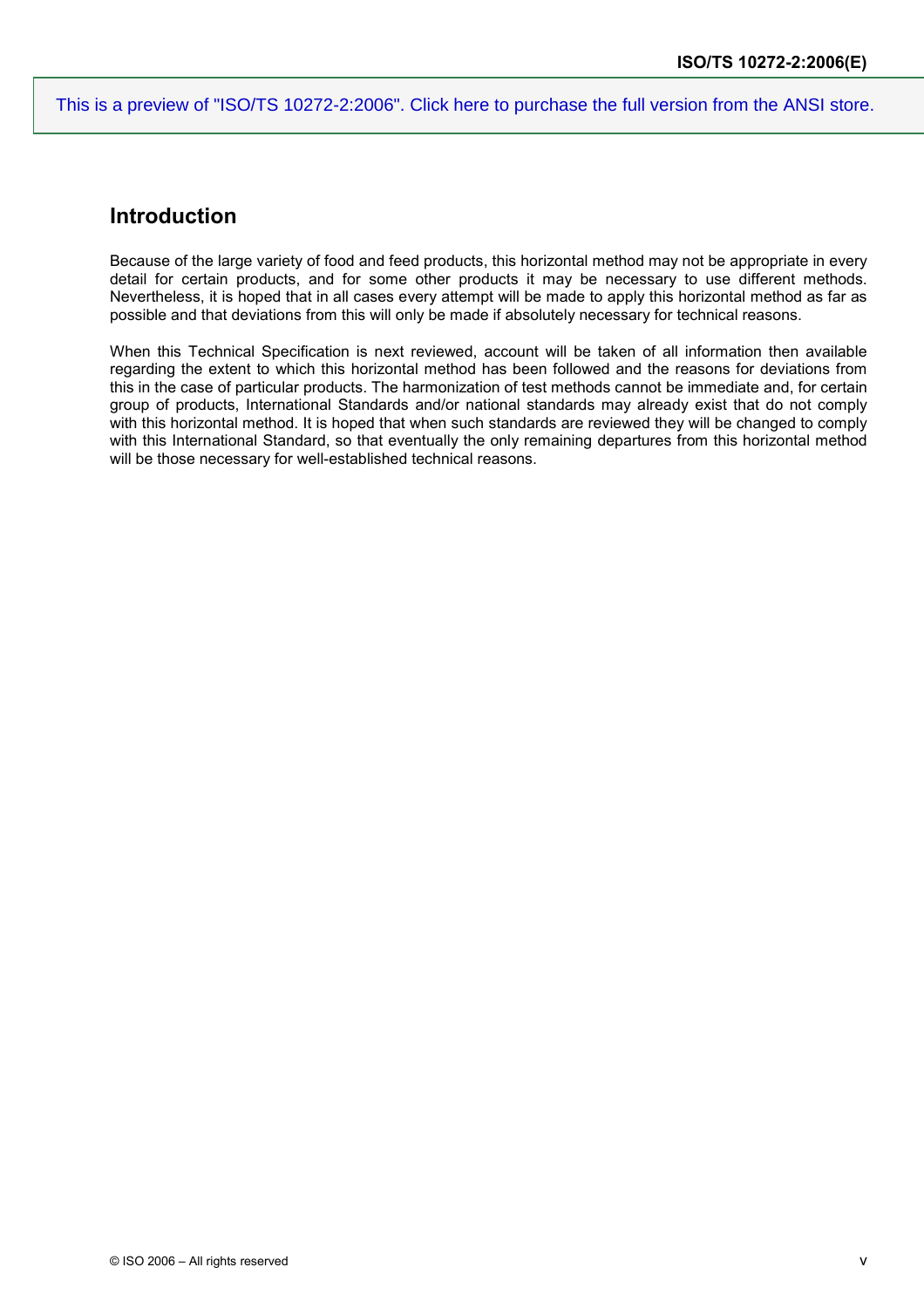## Introduction

Because of the large variety of food and feed products, this horizontal method may not be appropriate in every detail for certain products, and for some other products it may be necessary to use different methods. Nevertheless, it is hoped that in all cases every attempt will be made to apply this horizontal method as far as possible and that deviations from this will only be made if absolutely necessary for technical reasons.

When this Technical Specification is next reviewed, account will be taken of all information then available regarding the extent to which this horizontal method has been followed and the reasons for deviations from this in the case of particular products. The harmonization of test methods cannot be immediate and, for certain group of products, International Standards and/or national standards may already exist that do not comply with this horizontal method. It is hoped that when such standards are reviewed they will be changed to comply with this International Standard, so that eventually the only remaining departures from this horizontal method will be those necessary for well-established technical reasons.